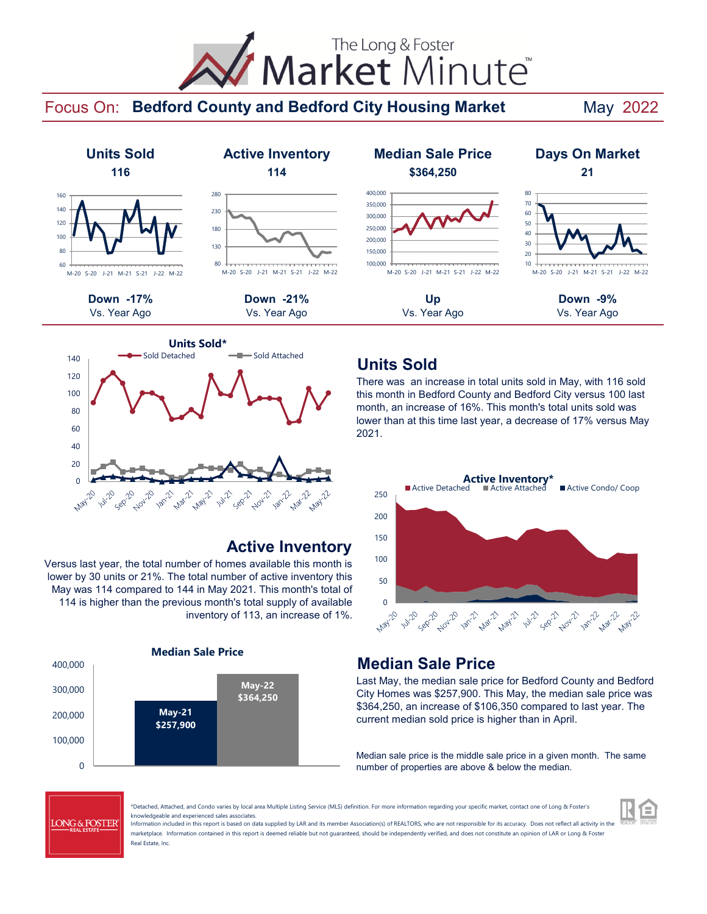# The Long & Foster Market Minute™

## Focus On: Bedford County and Bedford City Housing Market — May 2022

| Units Sold | Active Inventory | Median Sale Price | Days On Market |
|---|---|---|---|
| 116 | 114 | $364,250 | 21 |
| Down -17% Vs. Year Ago | Down -21% Vs. Year Ago | Up Vs. Year Ago | Down -9% Vs. Year Ago |

## Units Sold

There was an increase in total units sold in May, with 116 sold this month in Bedford County and Bedford City versus 100 last month, an increase of 16%. This month's total units sold was lower than at this time last year, a decrease of 17% versus May 2021.

## Active Inventory

Versus last year, the total number of homes available this month is lower by 30 units or 21%. The total number of active inventory this May was 114 compared to 144 in May 2021. This month's total of 114 is higher than the previous month's supply of available inventory of 113, an increase of 1%.

## Median Sale Price

| Period | Median Sale Price |
|---|---|
| May-21 | $257,900 |
| May-22 | $364,250 |

Last May, the median sale price for Bedford County and Bedford City Homes was $257,900. This May, the median sale price was $364,250, an increase of $106,350 compared to last year. The current median sold price is higher than in April.

Median sale price is the middle sale price in a given month. The same number of properties are above & below the median.

*Detached, Attached, and Condo varies by local area Multiple Listing Service (MLS) definition. For more information regarding your specific market, contact one of Long & Foster's knowledgeable and experienced sales associates.

Information included in this report is based on data supplied by LAR and its member Association(s) of REALTORS, who are not responsible for its accuracy. Does not reflect all activity in the marketplace. Information contained in this report is deemed reliable but not guaranteed, should be independently verified, and does not constitute an opinion of LAR or Long & Foster Real Estate, Inc.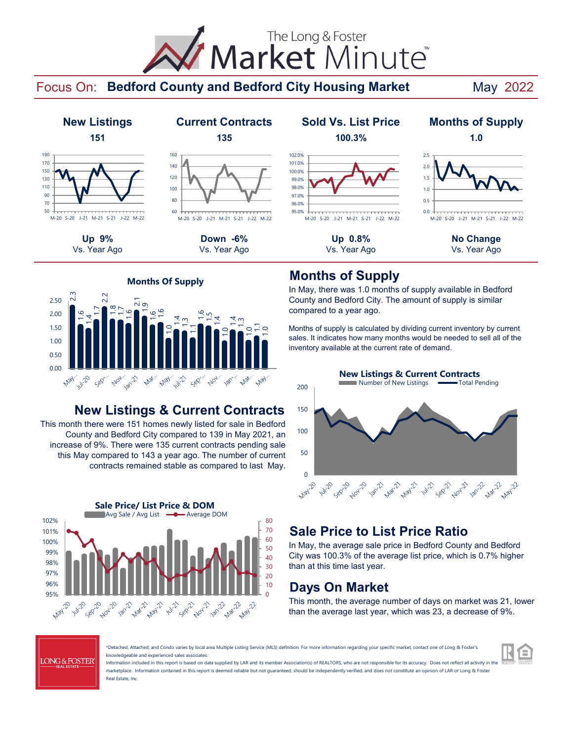The Long & Foster Market Minute™

## Focus On: Bedford County and Bedford City Housing Market

May 2022

### New Listings

151

190
170
150
130
110
90
70
50

M-20 S-20 J-21 M-21 S-21 J-22 M-22

**Up 9%**
Vs. Year Ago

### Current Contracts

135

160
140
120
100
80
60

M-20 S-20 J-21 M-21 S-21 J-22 M-22

**Down -6%**
Vs. Year Ago

### Sold Vs. List Price

100.3%

102.0%
101.0%
100.0%
99.0%
98.0%
97.0%
96.0%
95.0%

M-20 S-20 J-21 M-21 S-21 J-22 M-22

**Up 0.8%**
Vs. Year Ago

### Months of Supply

1.0

2.5
2.0
1.5
1.0
0.5
0.0

M-20 S-20 J-21 M-21 S-21 J-22 M-22

**No Change**
Vs. Year Ago

**Months Of Supply**

2.50
2.00
1.50
1.00
0.50
0.00

2.3 1.6 1.4 1.7 2.2 1.8 1.7 1.6 2.1 1.9 1.6 1.6 1.0 1.4 1.3 1.1 1.6 1.5 1.4 1.0 1.4 1.3 1.0 1.1 1.0

May... Jul-20 Sep-... Nov... Jan-21 Mar... May... Jul-21 Sep-... Nov... Jan-... Mar... May...

## Months of Supply

In May, there was 1.0 months of supply available in Bedford County and Bedford City. The amount of supply is similar compared to a year ago.

Months of supply is calculated by dividing current inventory by current sales. It indicates how many months would be needed to sell all of the inventory available at the current rate of demand.

## New Listings & Current Contracts

This month there were 151 homes newly listed for sale in Bedford County and Bedford City compared to 139 in May 2021, an increase of 9%. There were 135 current contracts pending sale this May compared to 143 a year ago. The number of current contracts remained stable as compared to last May.

**New Listings & Current Contracts**

Number of New Listings — Total Pending

200
150
100
50
0

May-20 Jul-20 Sep-20 Nov-20 Jan-21 Mar-21 May-21 Jul-21 Sep-21 Nov-21 Jan-22 Mar-22 May-22

**Sale Price/ List Price & DOM**

Avg Sale / Avg List — Average DOM

102%
101%
100%
99%
98%
97%
96%
95%

80
70
60
50
40
30
20
10
0

May-20 Jul-20 Sep-20 Nov-20 Jan-21 Mar-21 May-21 Jul-21 Sep-21 Nov-21 Jan-22 Mar-22 May-22

## Sale Price to List Price Ratio

In May, the average sale price in Bedford County and Bedford City was 100.3% of the average list price, which is 0.7% higher than at this time last year.

## Days On Market

This month, the average number of days on market was 21, lower than the average last year, which was 23, a decrease of 9%.

*Detached, Attached, and Condo varies by local area Multiple Listing Service (MLS) definition. For more information regarding your specific market, contact one of Long & Foster's knowledgeable and experienced sales associates.

Information included in this report is based on data supplied by LAR and its member Association(s) of REALTORS, who are not responsible for its accuracy. Does not reflect all activity in the marketplace. Information contained in this report is deemed reliable but not guaranteed, should be independently verified, and does not constitute an opinion of LAR or Long & Foster Real Estate, Inc.